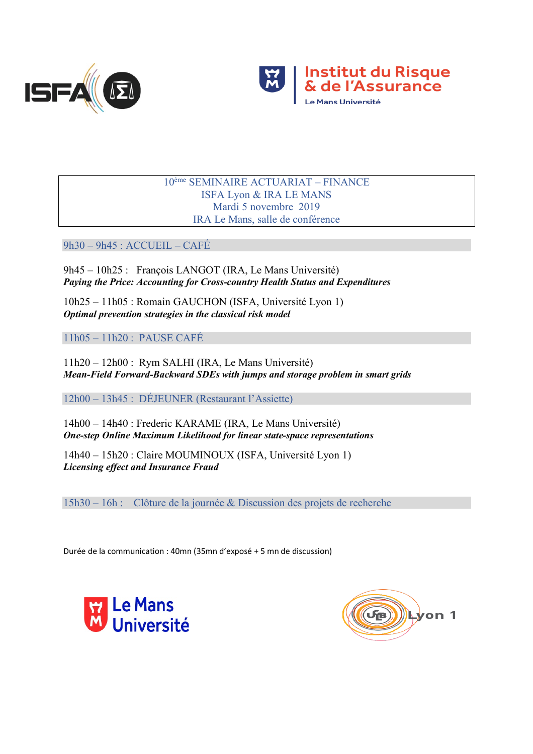ISFA

Institut du Risque & de l'Assurance
Le Mans Université

# 10ème SEMINAIRE ACTUARIAT – FINANCE

ISFA Lyon & IRA LE MANS

Mardi 5 novembre 2019

IRA Le Mans, salle de conférence

## 9h30 – 9h45 : ACCUEIL – CAFÉ

9h45 – 10h25 : François LANGOT (IRA, Le Mans Université)
***Paying the Price: Accounting for Cross-country Health Status and Expenditures***

10h25 – 11h05 : Romain GAUCHON (ISFA, Université Lyon 1)
***Optimal prevention strategies in the classical risk model***

## 11h05 – 11h20 : PAUSE CAFÉ

11h20 – 12h00 : Rym SALHI (IRA, Le Mans Université)
***Mean-Field Forward-Backward SDEs with jumps and storage problem in smart grids***

## 12h00 – 13h45 : DÉJEUNER (Restaurant l'Assiette)

14h00 – 14h40 : Frederic KARAME (IRA, Le Mans Université)
***One-step Online Maximum Likelihood for linear state-space representations***

14h40 – 15h20 : Claire MOUMINOUX (ISFA, Université Lyon 1)
***Licensing effect and Insurance Fraud***

## 15h30 – 16h : Clôture de la journée & Discussion des projets de recherche

Durée de la communication : 40mn (35mn d'exposé + 5 mn de discussion)

Le Mans Université

Lyon 1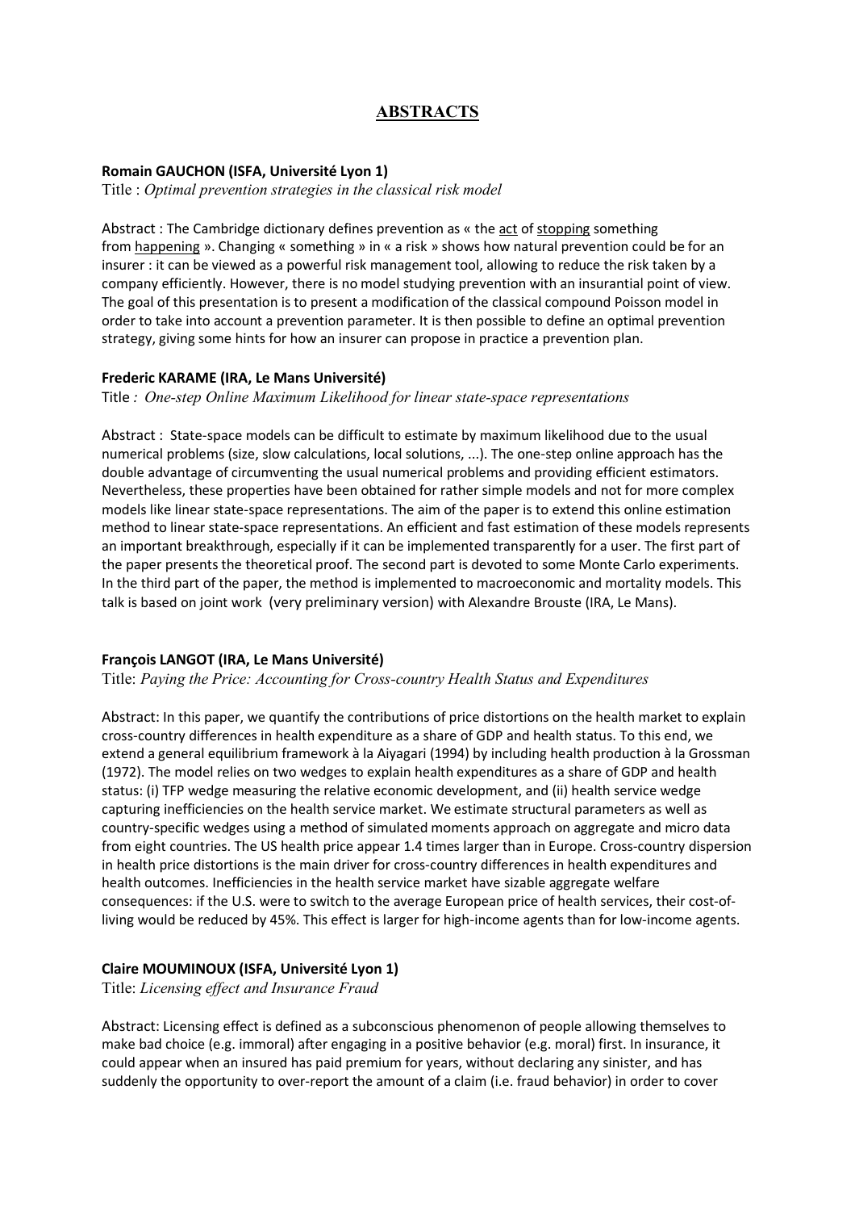# ABSTRACTS

**Romain GAUCHON (ISFA, Université Lyon 1)**

Title : *Optimal prevention strategies in the classical risk model*

Abstract : The Cambridge dictionary defines prevention as « the act of stopping something from happening ». Changing « something » in « a risk » shows how natural prevention could be for an insurer : it can be viewed as a powerful risk management tool, allowing to reduce the risk taken by a company efficiently. However, there is no model studying prevention with an insurantial point of view. The goal of this presentation is to present a modification of the classical compound Poisson model in order to take into account a prevention parameter. It is then possible to define an optimal prevention strategy, giving some hints for how an insurer can propose in practice a prevention plan.

**Frederic KARAME (IRA, Le Mans Université)**

Title *: One-step Online Maximum Likelihood for linear state-space representations*

Abstract : State-space models can be difficult to estimate by maximum likelihood due to the usual numerical problems (size, slow calculations, local solutions, ...). The one-step online approach has the double advantage of circumventing the usual numerical problems and providing efficient estimators. Nevertheless, these properties have been obtained for rather simple models and not for more complex models like linear state-space representations. The aim of the paper is to extend this online estimation method to linear state-space representations. An efficient and fast estimation of these models represents an important breakthrough, especially if it can be implemented transparently for a user. The first part of the paper presents the theoretical proof. The second part is devoted to some Monte Carlo experiments. In the third part of the paper, the method is implemented to macroeconomic and mortality models. This talk is based on joint work (very preliminary version) with Alexandre Brouste (IRA, Le Mans).

**François LANGOT (IRA, Le Mans Université)**

Title: *Paying the Price: Accounting for Cross-country Health Status and Expenditures*

Abstract: In this paper, we quantify the contributions of price distortions on the health market to explain cross-country differences in health expenditure as a share of GDP and health status. To this end, we extend a general equilibrium framework à la Aiyagari (1994) by including health production à la Grossman (1972). The model relies on two wedges to explain health expenditures as a share of GDP and health status: (i) TFP wedge measuring the relative economic development, and (ii) health service wedge capturing inefficiencies on the health service market. We estimate structural parameters as well as country-specific wedges using a method of simulated moments approach on aggregate and micro data from eight countries. The US health price appear 1.4 times larger than in Europe. Cross-country dispersion in health price distortions is the main driver for cross-country differences in health expenditures and health outcomes. Inefficiencies in the health service market have sizable aggregate welfare consequences: if the U.S. were to switch to the average European price of health services, their cost-of-living would be reduced by 45%. This effect is larger for high-income agents than for low-income agents.

**Claire MOUMINOUX (ISFA, Université Lyon 1)**

Title: *Licensing effect and Insurance Fraud*

Abstract: Licensing effect is defined as a subconscious phenomenon of people allowing themselves to make bad choice (e.g. immoral) after engaging in a positive behavior (e.g. moral) first. In insurance, it could appear when an insured has paid premium for years, without declaring any sinister, and has suddenly the opportunity to over-report the amount of a claim (i.e. fraud behavior) in order to cover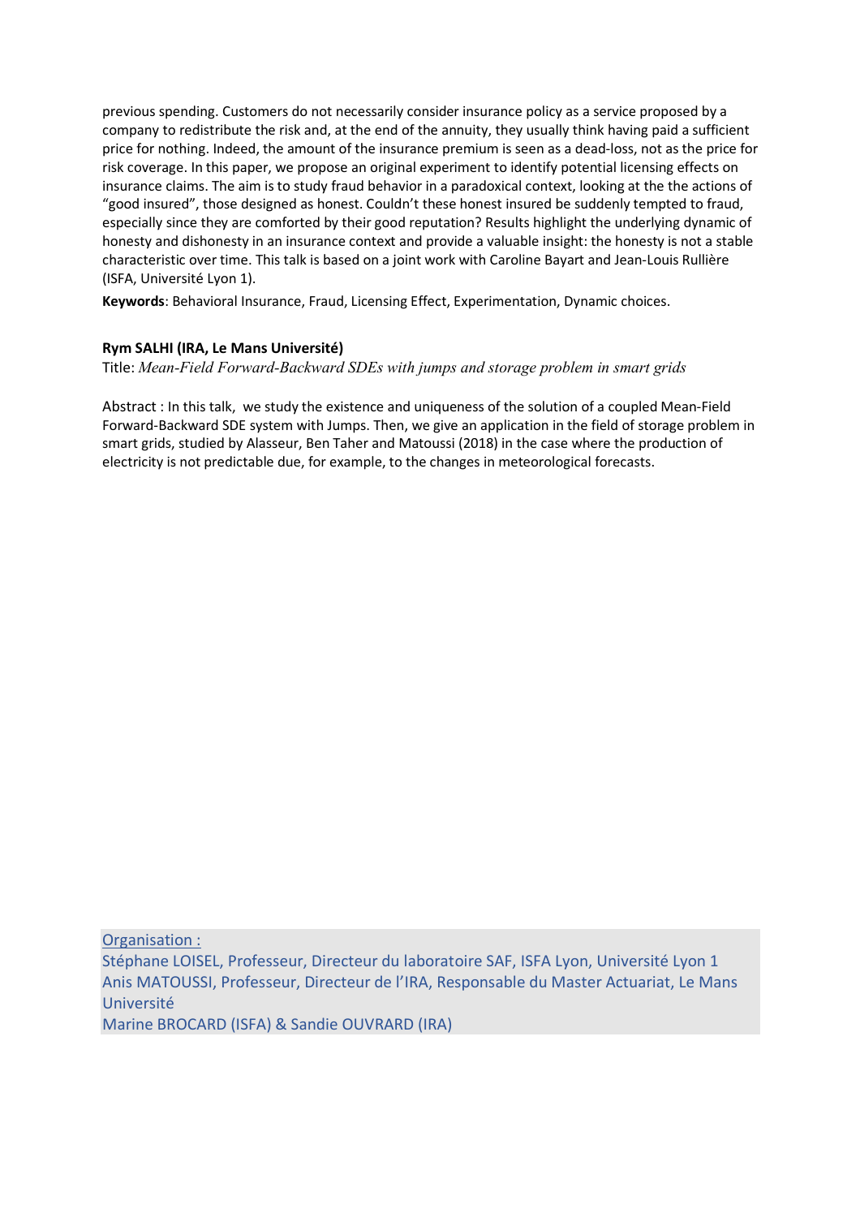previous spending. Customers do not necessarily consider insurance policy as a service proposed by a company to redistribute the risk and, at the end of the annuity, they usually think having paid a sufficient price for nothing. Indeed, the amount of the insurance premium is seen as a dead-loss, not as the price for risk coverage. In this paper, we propose an original experiment to identify potential licensing effects on insurance claims. The aim is to study fraud behavior in a paradoxical context, looking at the the actions of "good insured", those designed as honest. Couldn't these honest insured be suddenly tempted to fraud, especially since they are comforted by their good reputation? Results highlight the underlying dynamic of honesty and dishonesty in an insurance context and provide a valuable insight: the honesty is not a stable characteristic over time. This talk is based on a joint work with Caroline Bayart and Jean-Louis Rullière (ISFA, Université Lyon 1).

**Keywords**: Behavioral Insurance, Fraud, Licensing Effect, Experimentation, Dynamic choices.

**Rym SALHI (IRA, Le Mans Université)**

Title: *Mean-Field Forward-Backward SDEs with jumps and storage problem in smart grids*

Abstract : In this talk, we study the existence and uniqueness of the solution of a coupled Mean-Field Forward-Backward SDE system with Jumps. Then, we give an application in the field of storage problem in smart grids, studied by Alasseur, Ben Taher and Matoussi (2018) in the case where the production of electricity is not predictable due, for example, to the changes in meteorological forecasts.

Organisation :

Stéphane LOISEL, Professeur, Directeur du laboratoire SAF, ISFA Lyon, Université Lyon 1

Anis MATOUSSI, Professeur, Directeur de l'IRA, Responsable du Master Actuariat, Le Mans Université

Marine BROCARD (ISFA) & Sandie OUVRARD (IRA)